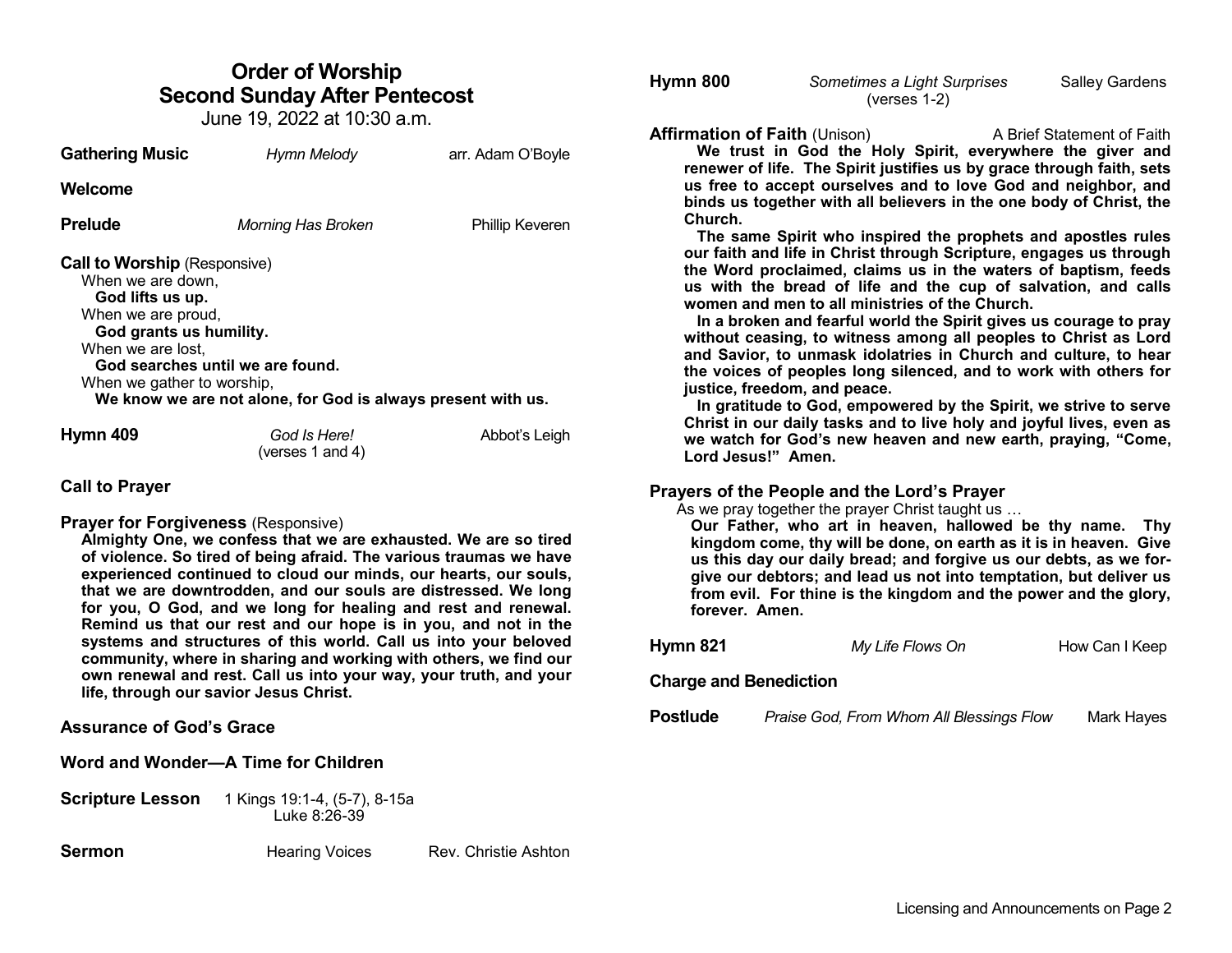# Order of Worship
## Second Sunday After Pentecost
June 19, 2022 at 10:30 a.m.

**Gathering Music** — *Hymn Melody* — arr. Adam O'Boyle

**Welcome**

**Prelude** — *Morning Has Broken* — Phillip Keveren

**Call to Worship** (Responsive)

When we are down,
**God lifts us up.**
When we are proud,
**God grants us humility.**
When we are lost,
**God searches until we are found.**
When we gather to worship,
**We know we are not alone, for God is always present with us.**

**Hymn 409** — *God Is Here!* (verses 1 and 4) — Abbot's Leigh

**Call to Prayer**

**Prayer for Forgiveness** (Responsive)

**Almighty One, we confess that we are exhausted. We are so tired of violence. So tired of being afraid. The various traumas we have experienced continued to cloud our minds, our hearts, our souls, that we are downtrodden, and our souls are distressed. We long for you, O God, and we long for healing and rest and renewal. Remind us that our rest and our hope is in you, and not in the systems and structures of this world. Call us into your beloved community, where in sharing and working with others, we find our own renewal and rest. Call us into your way, your truth, and your life, through our savior Jesus Christ.**

**Assurance of God's Grace**

**Word and Wonder—A Time for Children**

**Scripture Lesson** — 1 Kings 19:1-4, (5-7), 8-15a
Luke 8:26-39

**Sermon** — Hearing Voices — Rev. Christie Ashton

**Hymn 800** — *Sometimes a Light Surprises* (verses 1-2) — Salley Gardens

**Affirmation of Faith** (Unison) — A Brief Statement of Faith

**We trust in God the Holy Spirit, everywhere the giver and renewer of life. The Spirit justifies us by grace through faith, sets us free to accept ourselves and to love God and neighbor, and binds us together with all believers in the one body of Christ, the Church.**

**The same Spirit who inspired the prophets and apostles rules our faith and life in Christ through Scripture, engages us through the Word proclaimed, claims us in the waters of baptism, feeds us with the bread of life and the cup of salvation, and calls women and men to all ministries of the Church.**

**In a broken and fearful world the Spirit gives us courage to pray without ceasing, to witness among all peoples to Christ as Lord and Savior, to unmask idolatries in Church and culture, to hear the voices of peoples long silenced, and to work with others for justice, freedom, and peace.**

**In gratitude to God, empowered by the Spirit, we strive to serve Christ in our daily tasks and to live holy and joyful lives, even as we watch for God's new heaven and new earth, praying, "Come, Lord Jesus!" Amen.**

**Prayers of the People and the Lord's Prayer**

As we pray together the prayer Christ taught us …

**Our Father, who art in heaven, hallowed be thy name. Thy kingdom come, thy will be done, on earth as it is in heaven. Give us this day our daily bread; and forgive us our debts, as we forgive our debtors; and lead us not into temptation, but deliver us from evil. For thine is the kingdom and the power and the glory, forever. Amen.**

**Hymn 821** — *My Life Flows On* — How Can I Keep

**Charge and Benediction**

**Postlude** — *Praise God, From Whom All Blessings Flow* — Mark Hayes

Licensing and Announcements on Page 2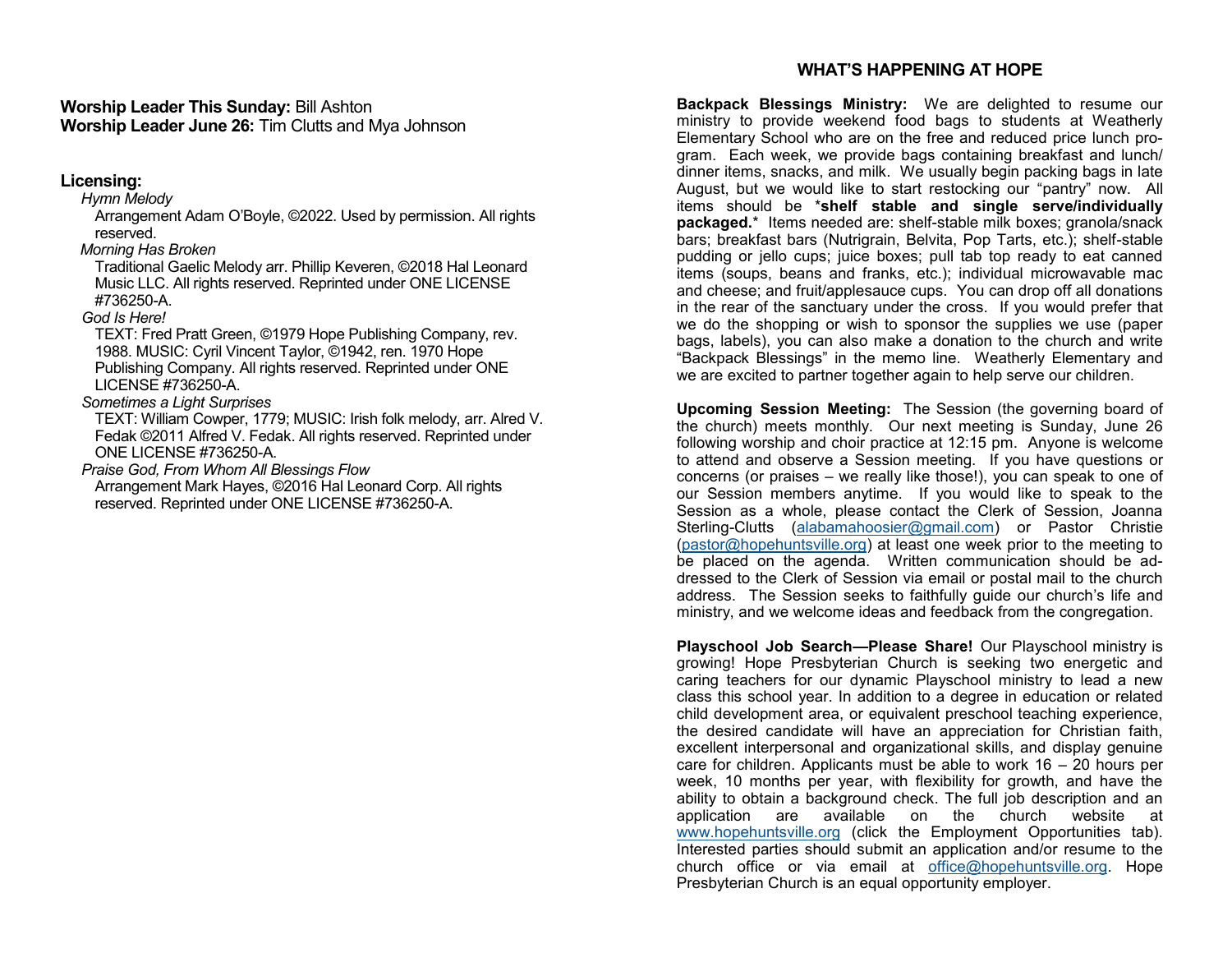**Worship Leader This Sunday:** Bill Ashton
**Worship Leader June 26:** Tim Clutts and Mya Johnson

## Licensing:

*Hymn Melody*
Arrangement Adam O'Boyle, ©2022. Used by permission. All rights reserved.

*Morning Has Broken*
Traditional Gaelic Melody arr. Phillip Keveren, ©2018 Hal Leonard Music LLC. All rights reserved. Reprinted under ONE LICENSE #736250-A.

*God Is Here!*
TEXT: Fred Pratt Green, ©1979 Hope Publishing Company, rev. 1988. MUSIC: Cyril Vincent Taylor, ©1942, ren. 1970 Hope Publishing Company. All rights reserved. Reprinted under ONE LICENSE #736250-A.

*Sometimes a Light Surprises*
TEXT: William Cowper, 1779; MUSIC: Irish folk melody, arr. Alred V. Fedak ©2011 Alfred V. Fedak. All rights reserved. Reprinted under ONE LICENSE #736250-A.

*Praise God, From Whom All Blessings Flow*
Arrangement Mark Hayes, ©2016 Hal Leonard Corp. All rights reserved. Reprinted under ONE LICENSE #736250-A.

## WHAT'S HAPPENING AT HOPE

**Backpack Blessings Ministry:** We are delighted to resume our ministry to provide weekend food bags to students at Weatherly Elementary School who are on the free and reduced price lunch program. Each week, we provide bags containing breakfast and lunch/dinner items, snacks, and milk. We usually begin packing bags in late August, but we would like to start restocking our "pantry" now. All items should be ***shelf stable and single serve/individually packaged.*** Items needed are: shelf-stable milk boxes; granola/snack bars; breakfast bars (Nutrigrain, Belvita, Pop Tarts, etc.); shelf-stable pudding or jello cups; juice boxes; pull tab top ready to eat canned items (soups, beans and franks, etc.); individual microwavable mac and cheese; and fruit/applesauce cups. You can drop off all donations in the rear of the sanctuary under the cross. If you would prefer that we do the shopping or wish to sponsor the supplies we use (paper bags, labels), you can also make a donation to the church and write "Backpack Blessings" in the memo line. Weatherly Elementary and we are excited to partner together again to help serve our children.

**Upcoming Session Meeting:** The Session (the governing board of the church) meets monthly. Our next meeting is Sunday, June 26 following worship and choir practice at 12:15 pm. Anyone is welcome to attend and observe a Session meeting. If you have questions or concerns (or praises – we really like those!), you can speak to one of our Session members anytime. If you would like to speak to the Session as a whole, please contact the Clerk of Session, Joanna Sterling-Clutts (alabamahoosier@gmail.com) or Pastor Christie (pastor@hopehuntsville.org) at least one week prior to the meeting to be placed on the agenda. Written communication should be addressed to the Clerk of Session via email or postal mail to the church address. The Session seeks to faithfully guide our church's life and ministry, and we welcome ideas and feedback from the congregation.

**Playschool Job Search—Please Share!** Our Playschool ministry is growing! Hope Presbyterian Church is seeking two energetic and caring teachers for our dynamic Playschool ministry to lead a new class this school year. In addition to a degree in education or related child development area, or equivalent preschool teaching experience, the desired candidate will have an appreciation for Christian faith, excellent interpersonal and organizational skills, and display genuine care for children. Applicants must be able to work 16 – 20 hours per week, 10 months per year, with flexibility for growth, and have the ability to obtain a background check. The full job description and an application are available on the church website at www.hopehuntsville.org (click the Employment Opportunities tab). Interested parties should submit an application and/or resume to the church office or via email at office@hopehuntsville.org. Hope Presbyterian Church is an equal opportunity employer.